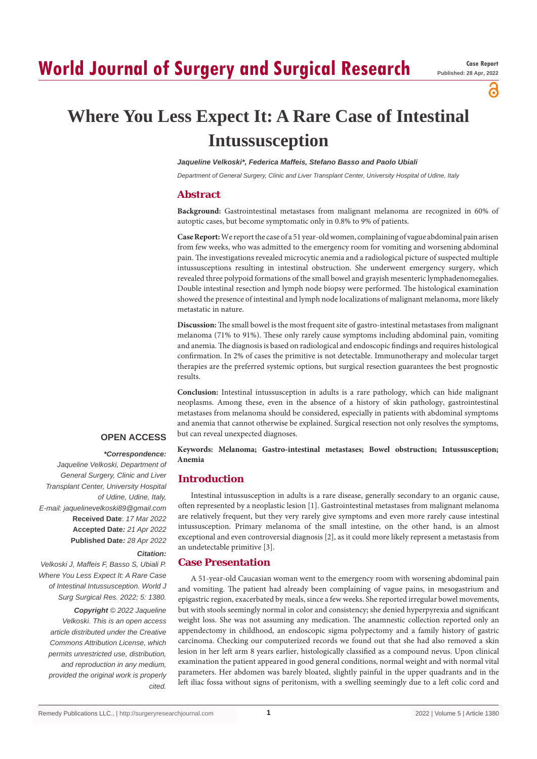# Where You Less Expect It: A Rare Case of Intestinal Intussusception

***Jaqueline Velkoski\*, Federica Maffeis, Stefano Basso and Paolo Ubiali***

*Department of General Surgery, Clinic and Liver Transplant Center, University Hospital of Udine, Italy*

## Abstract

**Background:** Gastrointestinal metastases from malignant melanoma are recognized in 60% of autoptic cases, but become symptomatic only in 0.8% to 9% of patients.

**Case Report:** We report the case of a 51 year-old women, complaining of vague abdominal pain arisen from few weeks, who was admitted to the emergency room for vomiting and worsening abdominal pain. The investigations revealed microcytic anemia and a radiological picture of suspected multiple intussusceptions resulting in intestinal obstruction. She underwent emergency surgery, which revealed three polypoid formations of the small bowel and grayish mesenteric lymphadenomegalies. Double intestinal resection and lymph node biopsy were performed. The histological examination showed the presence of intestinal and lymph node localizations of malignant melanoma, more likely metastatic in nature.

**Discussion:** The small bowel is the most frequent site of gastro-intestinal metastases from malignant melanoma (71% to 91%). These only rarely cause symptoms including abdominal pain, vomiting and anemia. The diagnosis is based on radiological and endoscopic findings and requires histological confirmation. In 2% of cases the primitive is not detectable. Immunotherapy and molecular target therapies are the preferred systemic options, but surgical resection guarantees the best prognostic results.

**Conclusion:** Intestinal intussusception in adults is a rare pathology, which can hide malignant neoplasms. Among these, even in the absence of a history of skin pathology, gastrointestinal metastases from melanoma should be considered, especially in patients with abdominal symptoms and anemia that cannot otherwise be explained. Surgical resection not only resolves the symptoms, but can reveal unexpected diagnoses.

**Keywords: Melanoma; Gastro-intestinal metastases; Bowel obstruction; Intussusception; Anemia**

**OPEN ACCESS**

***\*Correspondence:***

*Jaqueline Velkoski, Department of General Surgery, Clinic and Liver Transplant Center, University Hospital of Udine, Udine, Italy,*

*E-mail: jaquelinevelkoski89@gmail.com*

**Received Date**: *17 Mar 2022*

**Accepted Date***: 21 Apr 2022*

**Published Date***: 28 Apr 2022*

***Citation:***

*Velkoski J, Maffeis F, Basso S, Ubiali P. Where You Less Expect It: A Rare Case of Intestinal Intussusception. World J Surg Surgical Res. 2022; 5: 1380.*

***Copyright** © 2022 Jaqueline Velkoski. This is an open access article distributed under the Creative Commons Attribution License, which permits unrestricted use, distribution, and reproduction in any medium, provided the original work is properly cited.*

## Introduction

Intestinal intussusception in adults is a rare disease, generally secondary to an organic cause, often represented by a neoplastic lesion [1]. Gastrointestinal metastases from malignant melanoma are relatively frequent, but they very rarely give symptoms and even more rarely cause intestinal intussusception. Primary melanoma of the small intestine, on the other hand, is an almost exceptional and even controversial diagnosis [2], as it could more likely represent a metastasis from an undetectable primitive [3].

## Case Presentation

A 51-year-old Caucasian woman went to the emergency room with worsening abdominal pain and vomiting. The patient had already been complaining of vague pains, in mesogastrium and epigastric region, exacerbated by meals, since a few weeks. She reported irregular bowel movements, but with stools seemingly normal in color and consistency; she denied hyperpyrexia and significant weight loss. She was not assuming any medication. The anamnestic collection reported only an appendectomy in childhood, an endoscopic sigma polypectomy and a family history of gastric carcinoma. Checking our computerized records we found out that she had also removed a skin lesion in her left arm 8 years earlier, histologically classified as a compound nevus. Upon clinical examination the patient appeared in good general conditions, normal weight and with normal vital parameters. Her abdomen was barely bloated, slightly painful in the upper quadrants and in the left iliac fossa without signs of peritonism, with a swelling seemingly due to a left colic cord and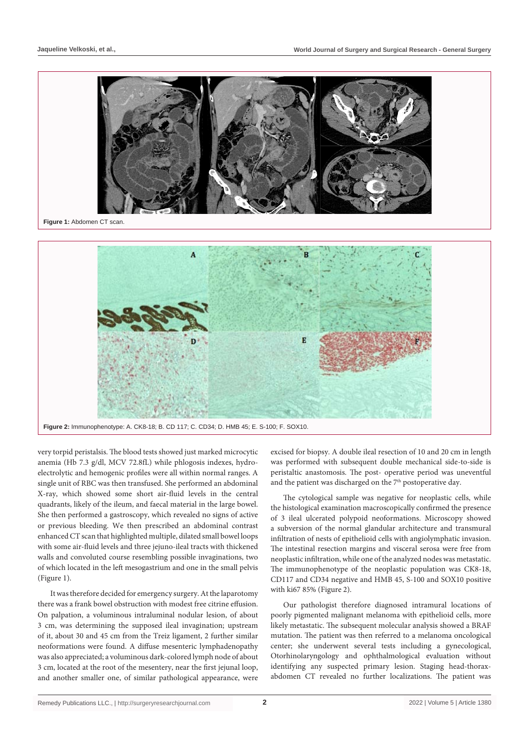Figure 1: Abdomen CT scan.

Figure 2: Immunophenotype: A. CK8-18; B. CD 117; C. CD34; D. HMB 45; E. S-100; F. SOX10.

very torpid peristalsis. The blood tests showed just marked microcytic anemia (Hb 7.3 g/dl, MCV 72.8fL) while phlogosis indexes, hydro-electrolytic and hemogenic profiles were all within normal ranges. A single unit of RBC was then transfused. She performed an abdominal X-ray, which showed some short air-fluid levels in the central quadrants, likely of the ileum, and faecal material in the large bowel. She then performed a gastroscopy, which revealed no signs of active or previous bleeding. We then prescribed an abdominal contrast enhanced CT scan that highlighted multiple, dilated small bowel loops with some air-fluid levels and three jejuno-ileal tracts with thickened walls and convoluted course resembling possible invaginations, two of which located in the left mesogastrium and one in the small pelvis (Figure 1).

It was therefore decided for emergency surgery. At the laparotomy there was a frank bowel obstruction with modest free citrine effusion. On palpation, a voluminous intraluminal nodular lesion, of about 3 cm, was determining the supposed ileal invagination; upstream of it, about 30 and 45 cm from the Treiz ligament, 2 further similar neoformations were found. A diffuse mesenteric lymphadenopathy was also appreciated; a voluminous dark-colored lymph node of about 3 cm, located at the root of the mesentery, near the first jejunal loop, and another smaller one, of similar pathological appearance, were excised for biopsy. A double ileal resection of 10 and 20 cm in length was performed with subsequent double mechanical side-to-side is peristaltic anastomosis. The post- operative period was uneventful and the patient was discharged on the 7th postoperative day.

The cytological sample was negative for neoplastic cells, while the histological examination macroscopically confirmed the presence of 3 ileal ulcerated polypoid neoformations. Microscopy showed a subversion of the normal glandular architecture and transmural infiltration of nests of epithelioid cells with angiolymphatic invasion. The intestinal resection margins and visceral serosa were free from neoplastic infiltration, while one of the analyzed nodes was metastatic. The immunophenotype of the neoplastic population was CK8-18, CD117 and CD34 negative and HMB 45, S-100 and SOX10 positive with ki67 85% (Figure 2).

Our pathologist therefore diagnosed intramural locations of poorly pigmented malignant melanoma with epithelioid cells, more likely metastatic. The subsequent molecular analysis showed a BRAF mutation. The patient was then referred to a melanoma oncological center; she underwent several tests including a gynecological, Otorhinolaryngology and ophthalmological evaluation without identifying any suspected primary lesion. Staging head-thorax-abdomen CT revealed no further localizations. The patient was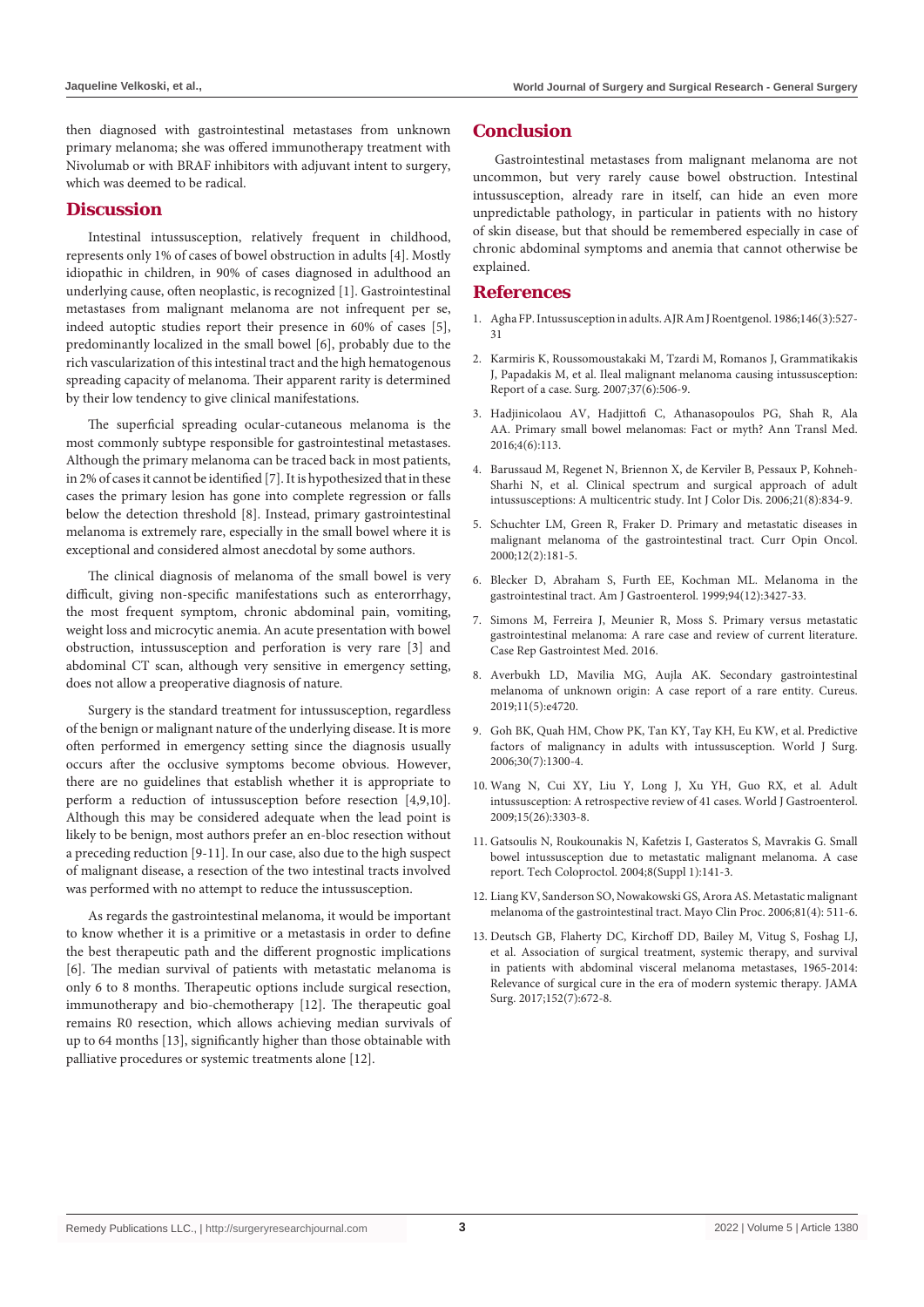then diagnosed with gastrointestinal metastases from unknown primary melanoma; she was offered immunotherapy treatment with Nivolumab or with BRAF inhibitors with adjuvant intent to surgery, which was deemed to be radical.

## Discussion

Intestinal intussusception, relatively frequent in childhood, represents only 1% of cases of bowel obstruction in adults [4]. Mostly idiopathic in children, in 90% of cases diagnosed in adulthood an underlying cause, often neoplastic, is recognized [1]. Gastrointestinal metastases from malignant melanoma are not infrequent per se, indeed autoptic studies report their presence in 60% of cases [5], predominantly localized in the small bowel [6], probably due to the rich vascularization of this intestinal tract and the high hematogenous spreading capacity of melanoma. Their apparent rarity is determined by their low tendency to give clinical manifestations.

The superficial spreading ocular-cutaneous melanoma is the most commonly subtype responsible for gastrointestinal metastases. Although the primary melanoma can be traced back in most patients, in 2% of cases it cannot be identified [7]. It is hypothesized that in these cases the primary lesion has gone into complete regression or falls below the detection threshold [8]. Instead, primary gastrointestinal melanoma is extremely rare, especially in the small bowel where it is exceptional and considered almost anecdotal by some authors.

The clinical diagnosis of melanoma of the small bowel is very difficult, giving non-specific manifestations such as enterorrhagy, the most frequent symptom, chronic abdominal pain, vomiting, weight loss and microcytic anemia. An acute presentation with bowel obstruction, intussusception and perforation is very rare [3] and abdominal CT scan, although very sensitive in emergency setting, does not allow a preoperative diagnosis of nature.

Surgery is the standard treatment for intussusception, regardless of the benign or malignant nature of the underlying disease. It is more often performed in emergency setting since the diagnosis usually occurs after the occlusive symptoms become obvious. However, there are no guidelines that establish whether it is appropriate to perform a reduction of intussusception before resection [4,9,10]. Although this may be considered adequate when the lead point is likely to be benign, most authors prefer an en-bloc resection without a preceding reduction [9-11]. In our case, also due to the high suspect of malignant disease, a resection of the two intestinal tracts involved was performed with no attempt to reduce the intussusception.

As regards the gastrointestinal melanoma, it would be important to know whether it is a primitive or a metastasis in order to define the best therapeutic path and the different prognostic implications [6]. The median survival of patients with metastatic melanoma is only 6 to 8 months. Therapeutic options include surgical resection, immunotherapy and bio-chemotherapy [12]. The therapeutic goal remains R0 resection, which allows achieving median survivals of up to 64 months [13], significantly higher than those obtainable with palliative procedures or systemic treatments alone [12].

## Conclusion

Gastrointestinal metastases from malignant melanoma are not uncommon, but very rarely cause bowel obstruction. Intestinal intussusception, already rare in itself, can hide an even more unpredictable pathology, in particular in patients with no history of skin disease, but that should be remembered especially in case of chronic abdominal symptoms and anemia that cannot otherwise be explained.

## References

1. Agha FP. Intussusception in adults. AJR Am J Roentgenol. 1986;146(3):527-31
2. Karmiris K, Roussomoustakaki M, Tzardi M, Romanos J, Grammatikakis J, Papadakis M, et al. Ileal malignant melanoma causing intussusception: Report of a case. Surg. 2007;37(6):506-9.
3. Hadjinicolaou AV, Hadjittofi C, Athanasopoulos PG, Shah R, Ala AA. Primary small bowel melanomas: Fact or myth? Ann Transl Med. 2016;4(6):113.
4. Barussaud M, Regenet N, Briennon X, de Kerviler B, Pessaux P, Kohneh-Sharhi N, et al. Clinical spectrum and surgical approach of adult intussusceptions: A multicentric study. Int J Color Dis. 2006;21(8):834-9.
5. Schuchter LM, Green R, Fraker D. Primary and metastatic diseases in malignant melanoma of the gastrointestinal tract. Curr Opin Oncol. 2000;12(2):181-5.
6. Blecker D, Abraham S, Furth EE, Kochman ML. Melanoma in the gastrointestinal tract. Am J Gastroenterol. 1999;94(12):3427-33.
7. Simons M, Ferreira J, Meunier R, Moss S. Primary versus metastatic gastrointestinal melanoma: A rare case and review of current literature. Case Rep Gastrointest Med. 2016.
8. Averbukh LD, Mavilia MG, Aujla AK. Secondary gastrointestinal melanoma of unknown origin: A case report of a rare entity. Cureus. 2019;11(5):e4720.
9. Goh BK, Quah HM, Chow PK, Tan KY, Tay KH, Eu KW, et al. Predictive factors of malignancy in adults with intussusception. World J Surg. 2006;30(7):1300-4.
10. Wang N, Cui XY, Liu Y, Long J, Xu YH, Guo RX, et al. Adult intussusception: A retrospective review of 41 cases. World J Gastroenterol. 2009;15(26):3303-8.
11. Gatsoulis N, Roukounakis N, Kafetzis I, Gasteratos S, Mavrakis G. Small bowel intussusception due to metastatic malignant melanoma. A case report. Tech Coloproctol. 2004;8(Suppl 1):141-3.
12. Liang KV, Sanderson SO, Nowakowski GS, Arora AS. Metastatic malignant melanoma of the gastrointestinal tract. Mayo Clin Proc. 2006;81(4): 511-6.
13. Deutsch GB, Flaherty DC, Kirchoff DD, Bailey M, Vitug S, Foshag LJ, et al. Association of surgical treatment, systemic therapy, and survival in patients with abdominal visceral melanoma metastases, 1965-2014: Relevance of surgical cure in the era of modern systemic therapy. JAMA Surg. 2017;152(7):672-8.